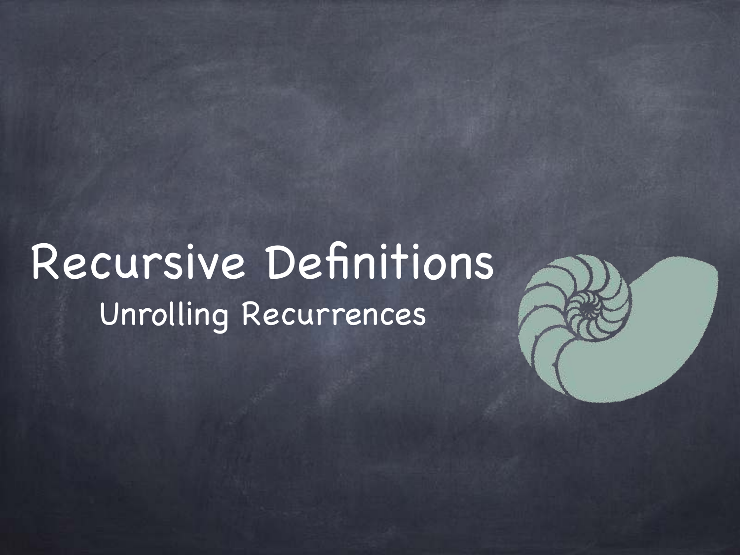# Recursive Definitions

## Unrolling Recurrences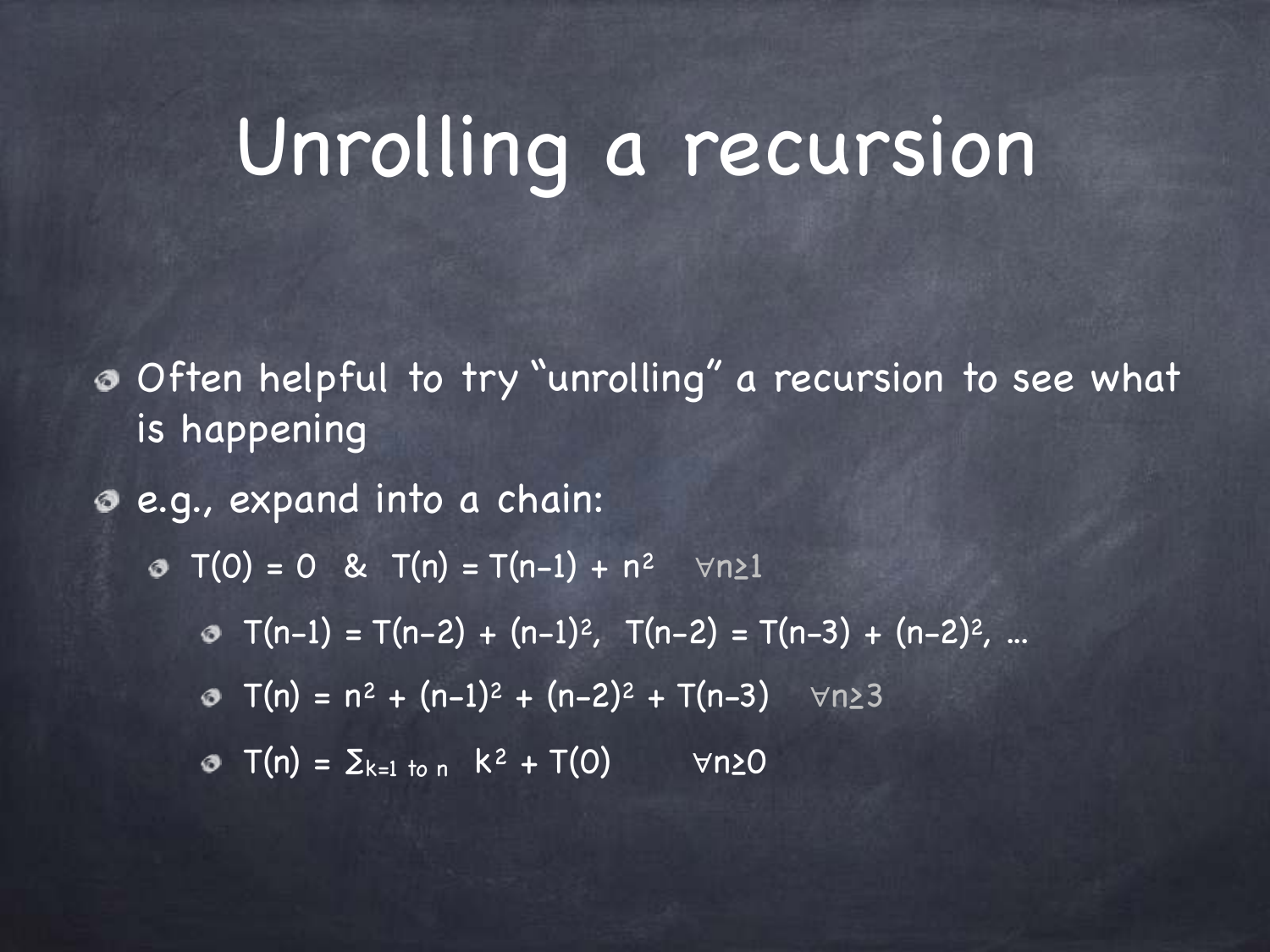# Unrolling a recursion

- Often helpful to try "unrolling" a recursion to see what is happening
- e.g., expand into a chain:
  - $T(0) = 0$ & $T(n) = T(n-1) + n^2 \quad \forall n \geq 1$
    - $T(n-1) = T(n-2) + (n-1)^2$, $T(n-2) = T(n-3) + (n-2)^2$, …
    - $T(n) = n^2 + (n-1)^2 + (n-2)^2 + T(n-3) \quad \forall n \geq 3$
    - $T(n) = \Sigma_{k=1 \text{ to } n} \; k^2 + T(0) \qquad \forall n \geq 0$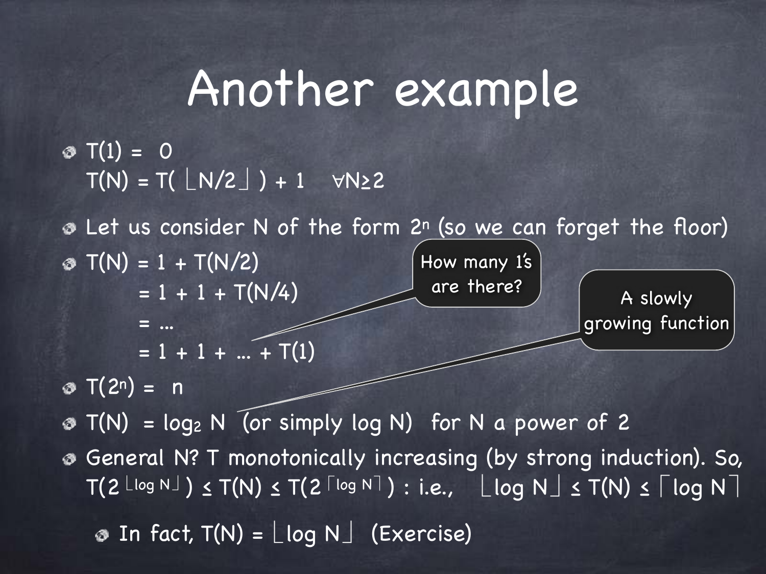# Another example

- $T(1) = 0$
  $T(N) = T(\lfloor N/2 \rfloor) + 1 \quad \forall N \geq 2$
- Let us consider N of the form $2^n$ (so we can forget the floor)
- $T(N) = 1 + T(N/2)$
  $= 1 + 1 + T(N/4)$
  $= \ldots$
  $= 1 + 1 + \ldots + T(1)$

  How many 1's are there?

- $T(2^n) = n$
- $T(N) = \log_2 N$ (or simply $\log N$) for N a power of 2

  A slowly growing function

- General N? T monotonically increasing (by strong induction). So, $T(2^{\lfloor \log N \rfloor}) \leq T(N) \leq T(2^{\lceil \log N \rceil})$ : i.e., $\lfloor \log N \rfloor \leq T(N) \leq \lceil \log N \rceil$
  - In fact, $T(N) = \lfloor \log N \rfloor$ (Exercise)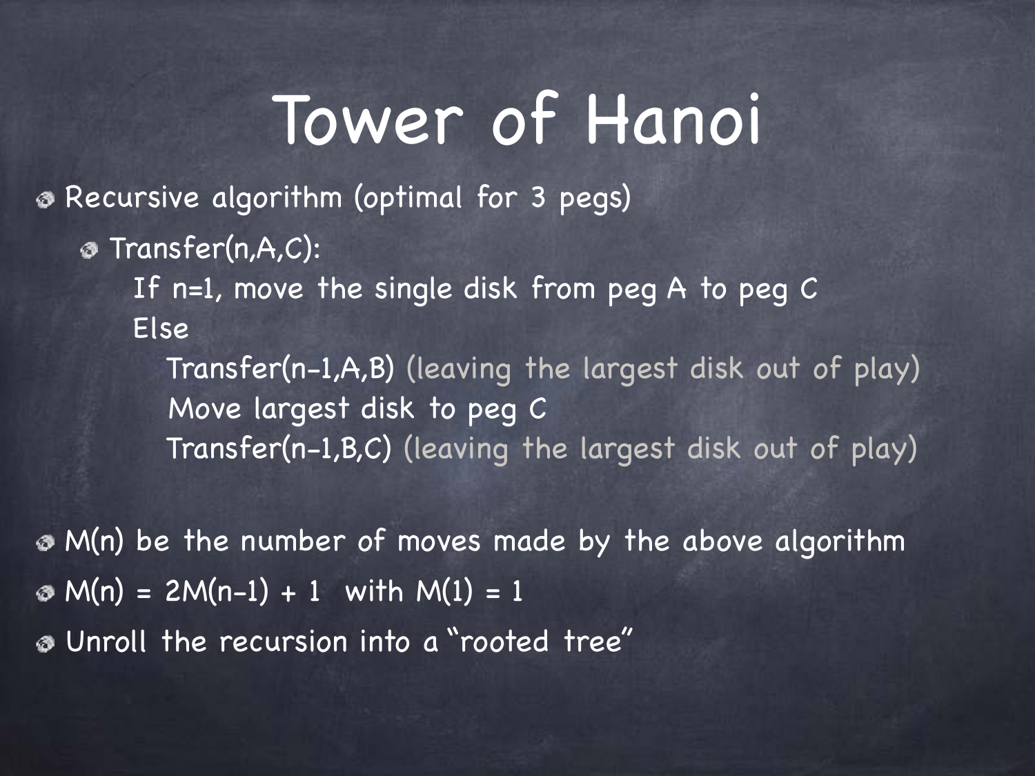# Tower of Hanoi

- Recursive algorithm (optimal for 3 pegs)
  - Transfer(n,A,C):

```
If n=1, move the single disk from peg A to peg C
Else
    Transfer(n-1,A,B) (leaving the largest disk out of play)
    Move largest disk to peg C
    Transfer(n-1,B,C) (leaving the largest disk out of play)
```

- $M(n)$ be the number of moves made by the above algorithm
- $M(n) = 2M(n-1) + 1$ with $M(1) = 1$
- Unroll the recursion into a "rooted tree"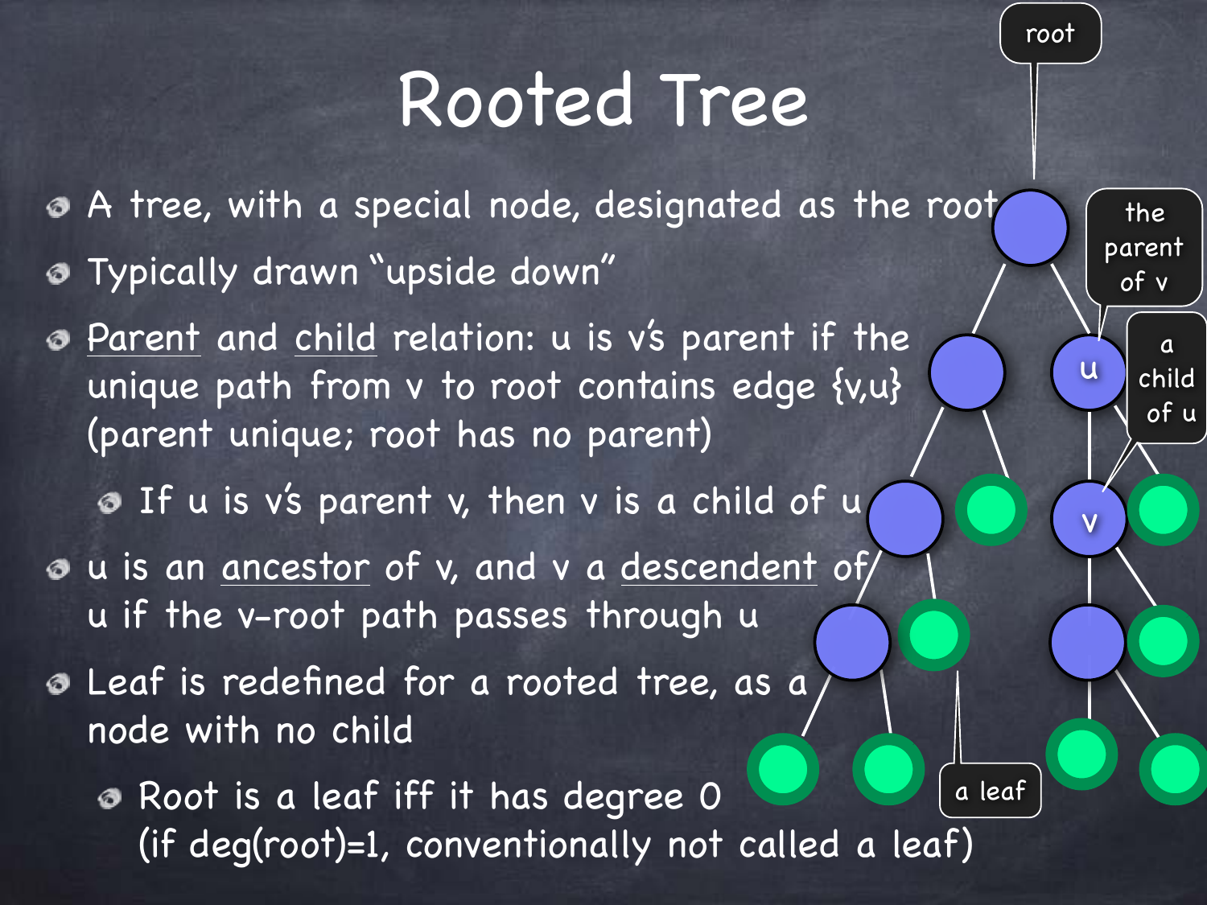# Rooted Tree

- A tree, with a special node, designated as the root
- Typically drawn "upside down"
- Parent and child relation: u is v's parent if the unique path from v to root contains edge {v,u} (parent unique; root has no parent)
  - If u is v's parent v, then v is a child of u
- u is an ancestor of v, and v a descendent of u if the v-root path passes through u
- Leaf is redefined for a rooted tree, as a node with no child
  - Root is a leaf iff it has degree 0 (if deg(root)=1, conventionally not called a leaf)

root

the parent of v

a child of u

a leaf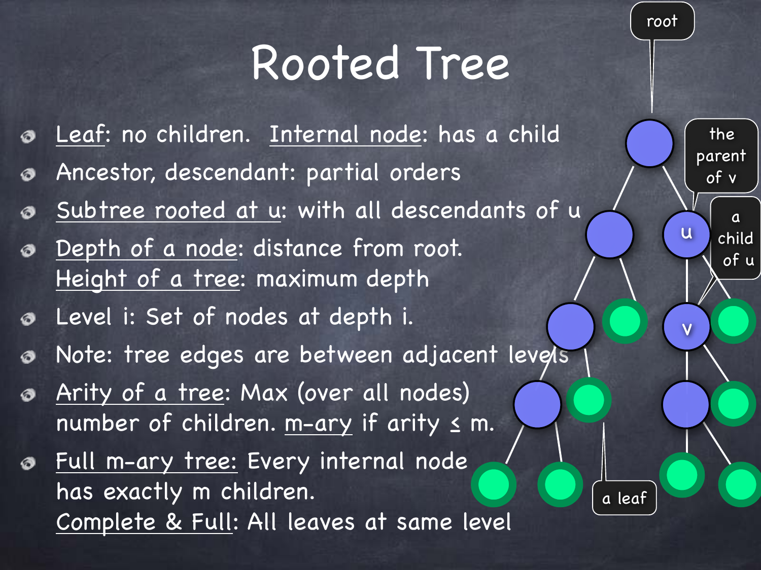# Rooted Tree

- <u>Leaf</u>: no children. <u>Internal node</u>: has a child
- Ancestor, descendant: partial orders
- <u>Subtree rooted at u</u>: with all descendants of u
- <u>Depth of a node</u>: distance from root.
  <u>Height of a tree</u>: maximum depth
- Level i: Set of nodes at depth i.
- Note: tree edges are between adjacent levels
- <u>Arity of a tree</u>: Max (over all nodes) number of children. <u>m-ary</u> if arity ≤ m.
- <u>Full m-ary tree:</u> Every internal node has exactly m children.
  <u>Complete & Full</u>: All leaves at same level

root

the parent of v

a child of u

u

v

a leaf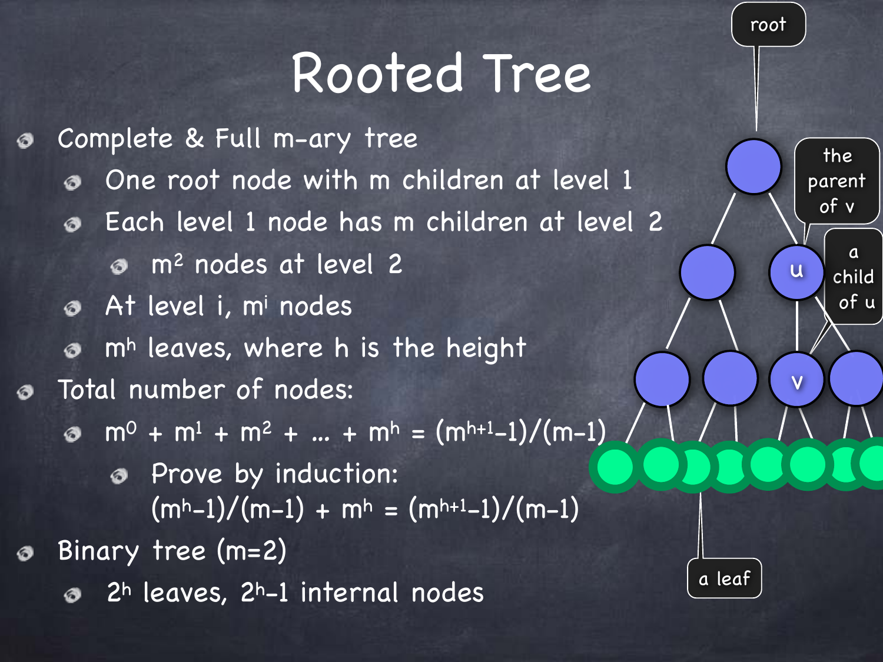# Rooted Tree

- Complete & Full m-ary tree
  - One root node with m children at level 1
  - Each level 1 node has m children at level 2
    - $m^2$ nodes at level 2
  - At level i, $m^i$ nodes
  - $m^h$ leaves, where h is the height
- Total number of nodes:
  - $m^0 + m^1 + m^2 + \ldots + m^h = (m^{h+1}-1)/(m-1)$
    - Prove by induction:
      $(m^h-1)/(m-1) + m^h = (m^{h+1}-1)/(m-1)$
- Binary tree (m=2)
  - $2^h$ leaves, $2^h-1$ internal nodes

root

the parent of v

a child of u

a leaf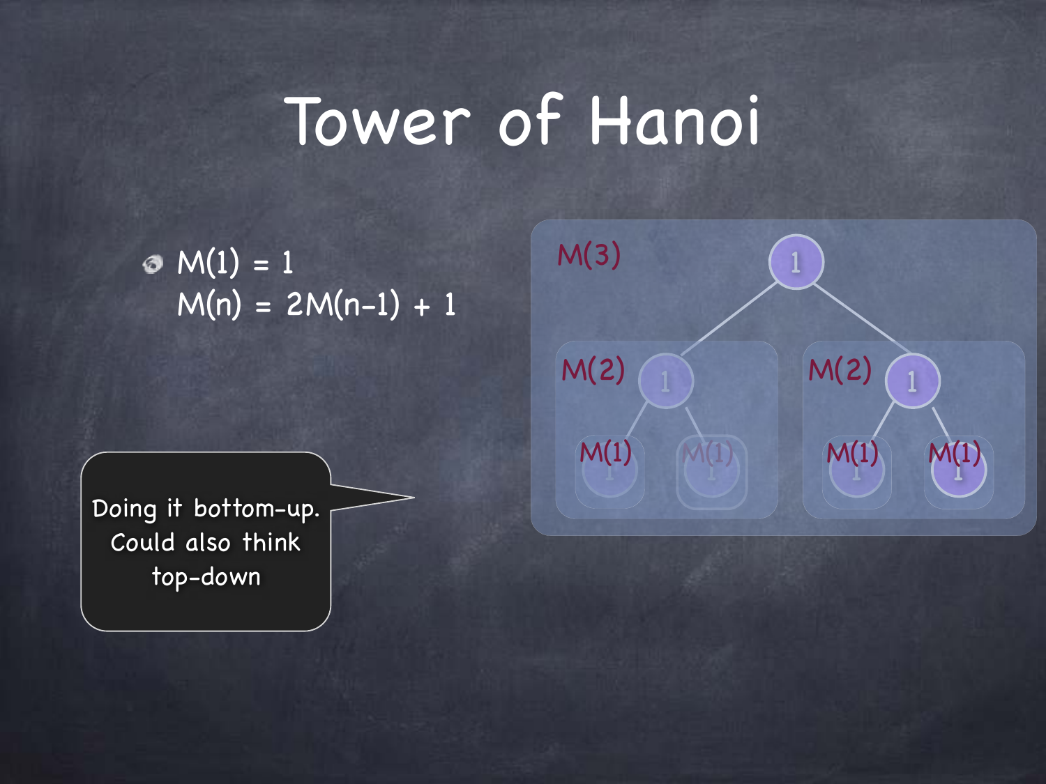# Tower of Hanoi

- $M(1) = 1$
  $M(n) = 2M(n-1) + 1$

Doing it bottom-up. Could also think top-down

M(3)

M(2) M(2)

M(1) M(1) M(1) M(1)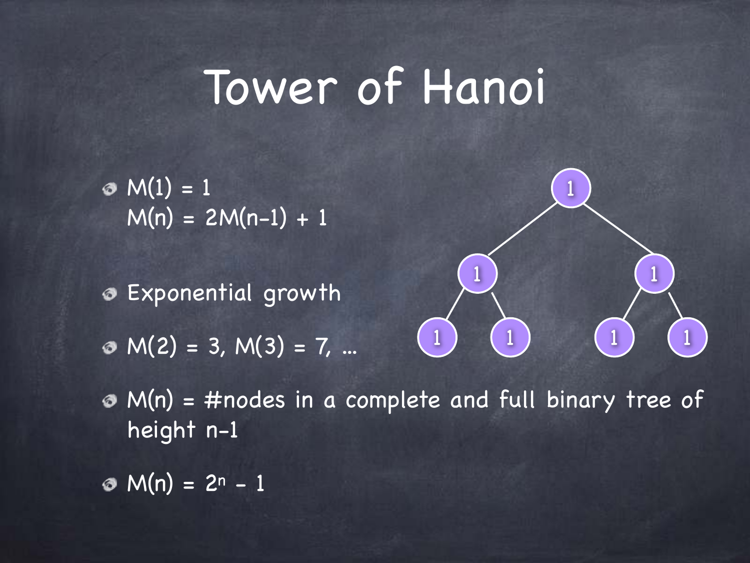# Tower of Hanoi

- $M(1) = 1$
  $M(n) = 2M(n-1) + 1$
- Exponential growth
- $M(2) = 3$, $M(3) = 7$, ...
- $M(n)$ = #nodes in a complete and full binary tree of height $n-1$
- $M(n) = 2^n - 1$